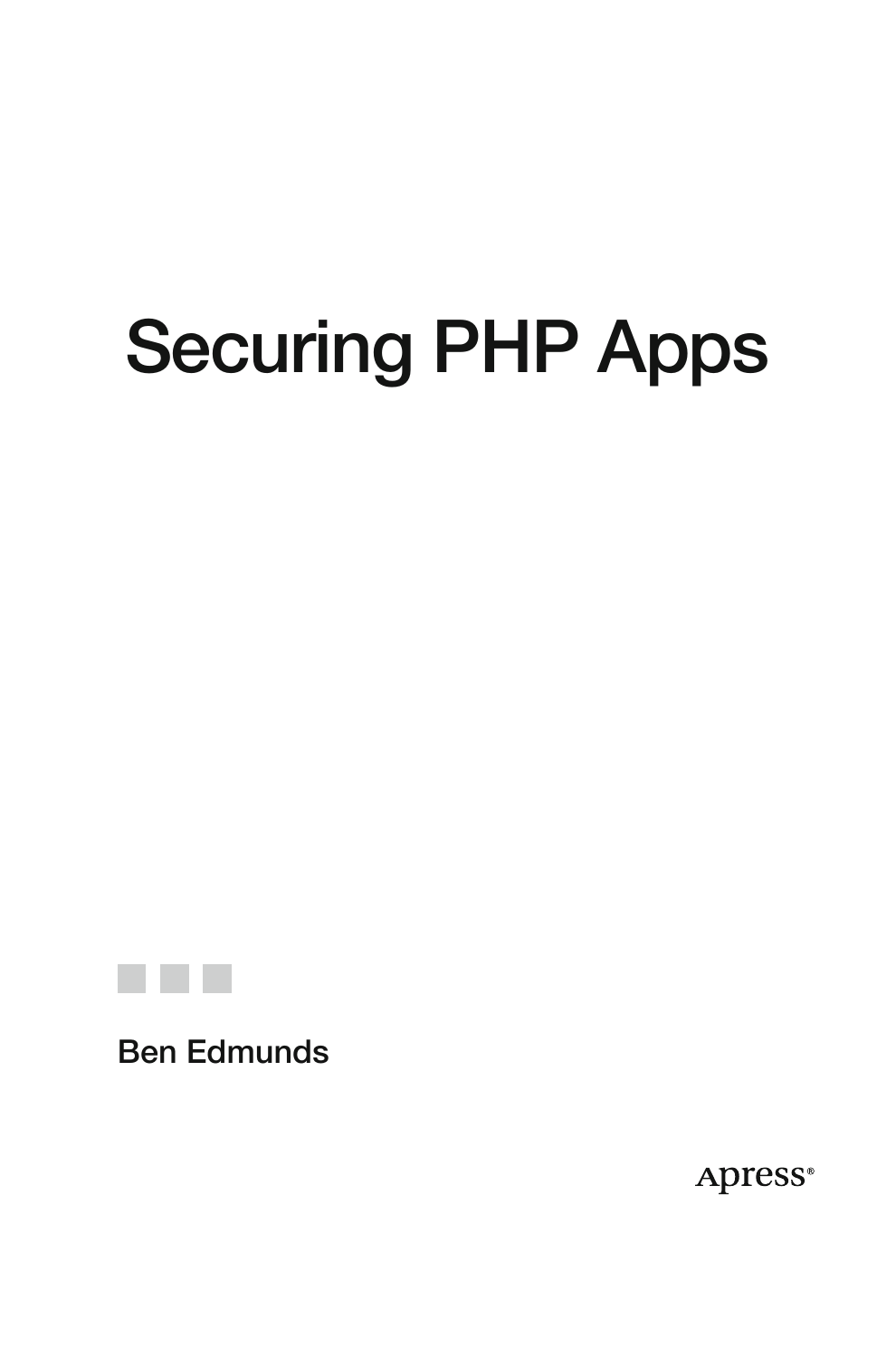# Securing PHP Apps

Ben Edmunds

Apress®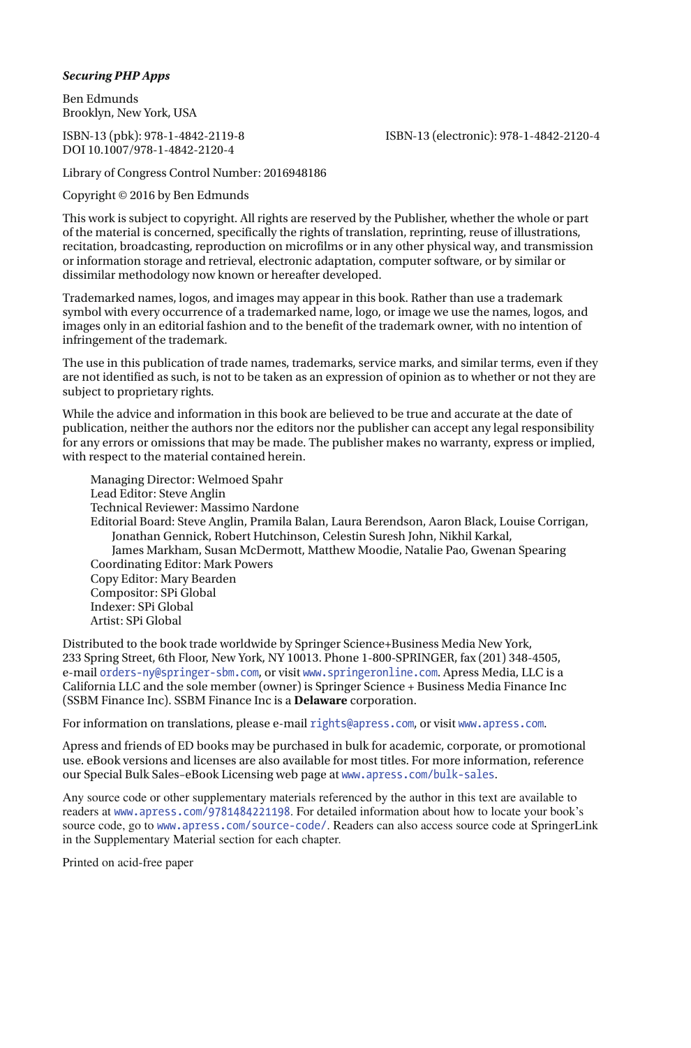***Securing PHP Apps***

Ben Edmunds
Brooklyn, New York, USA

ISBN-13 (pbk): 978-1-4842-2119-8
DOI 10.1007/978-1-4842-2120-4

ISBN-13 (electronic): 978-1-4842-2120-4

Library of Congress Control Number: 2016948186

Copyright © 2016 by Ben Edmunds

This work is subject to copyright. All rights are reserved by the Publisher, whether the whole or part of the material is concerned, specifically the rights of translation, reprinting, reuse of illustrations, recitation, broadcasting, reproduction on microfilms or in any other physical way, and transmission or information storage and retrieval, electronic adaptation, computer software, or by similar or dissimilar methodology now known or hereafter developed.

Trademarked names, logos, and images may appear in this book. Rather than use a trademark symbol with every occurrence of a trademarked name, logo, or image we use the names, logos, and images only in an editorial fashion and to the benefit of the trademark owner, with no intention of infringement of the trademark.

The use in this publication of trade names, trademarks, service marks, and similar terms, even if they are not identified as such, is not to be taken as an expression of opinion as to whether or not they are subject to proprietary rights.

While the advice and information in this book are believed to be true and accurate at the date of publication, neither the authors nor the editors nor the publisher can accept any legal responsibility for any errors or omissions that may be made. The publisher makes no warranty, express or implied, with respect to the material contained herein.

Managing Director: Welmoed Spahr
Lead Editor: Steve Anglin
Technical Reviewer: Massimo Nardone
Editorial Board: Steve Anglin, Pramila Balan, Laura Berendson, Aaron Black, Louise Corrigan, Jonathan Gennick, Robert Hutchinson, Celestin Suresh John, Nikhil Karkal, James Markham, Susan McDermott, Matthew Moodie, Natalie Pao, Gwenan Spearing
Coordinating Editor: Mark Powers
Copy Editor: Mary Bearden
Compositor: SPi Global
Indexer: SPi Global
Artist: SPi Global

Distributed to the book trade worldwide by Springer Science+Business Media New York, 233 Spring Street, 6th Floor, New York, NY 10013. Phone 1-800-SPRINGER, fax (201) 348-4505, e-mail orders-ny@springer-sbm.com, or visit www.springeronline.com. Apress Media, LLC is a California LLC and the sole member (owner) is Springer Science + Business Media Finance Inc (SSBM Finance Inc). SSBM Finance Inc is a **Delaware** corporation.

For information on translations, please e-mail rights@apress.com, or visit www.apress.com.

Apress and friends of ED books may be purchased in bulk for academic, corporate, or promotional use. eBook versions and licenses are also available for most titles. For more information, reference our Special Bulk Sales–eBook Licensing web page at www.apress.com/bulk-sales.

Any source code or other supplementary materials referenced by the author in this text are available to readers at www.apress.com/9781484221198. For detailed information about how to locate your book's source code, go to www.apress.com/source-code/. Readers can also access source code at SpringerLink in the Supplementary Material section for each chapter.

Printed on acid-free paper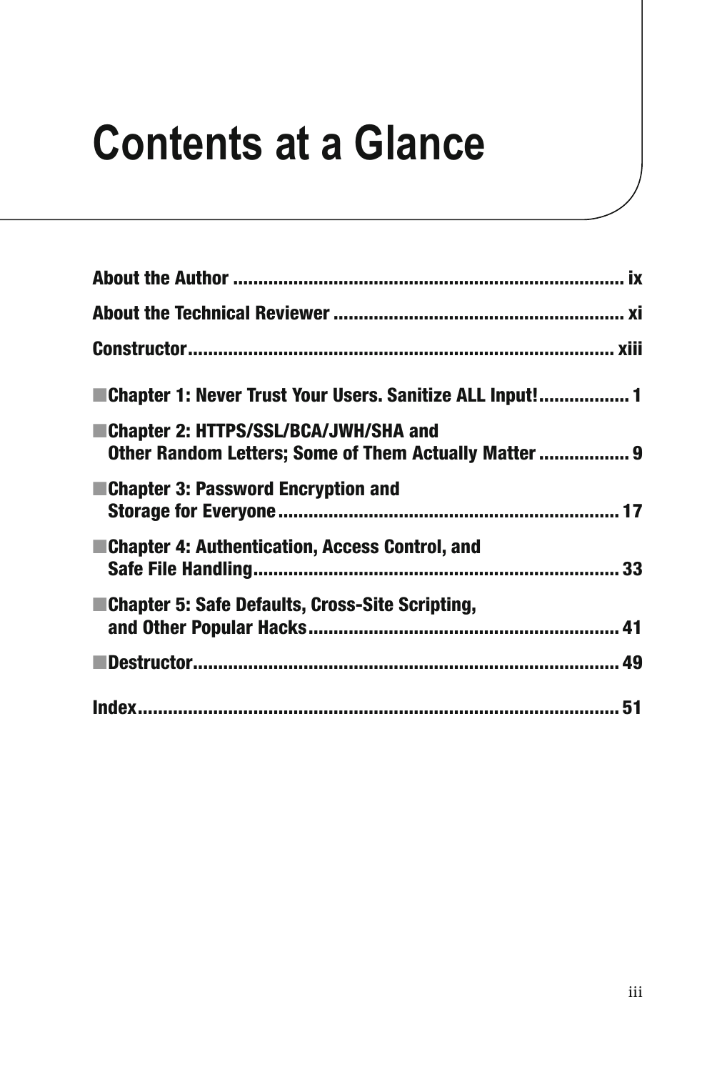# Contents at a Glance

**About the Author** ........................................................................... ix

**About the Technical Reviewer** ........................................................ xi

**Constructor**.................................................................................. xiii

■ **Chapter 1: Never Trust Your Users. Sanitize ALL Input!**.................. 1

■ **Chapter 2: HTTPS/SSL/BCA/JWH/SHA and Other Random Letters; Some of Them Actually Matter** ................. 9

■ **Chapter 3: Password Encryption and Storage for Everyone**.................................................................. 17

■ **Chapter 4: Authentication, Access Control, and Safe File Handling**........................................................................ 33

■ **Chapter 5: Safe Defaults, Cross-Site Scripting, and Other Popular Hacks**............................................................ 41

■ **Destructor**.................................................................................... 49

**Index**............................................................................................... 51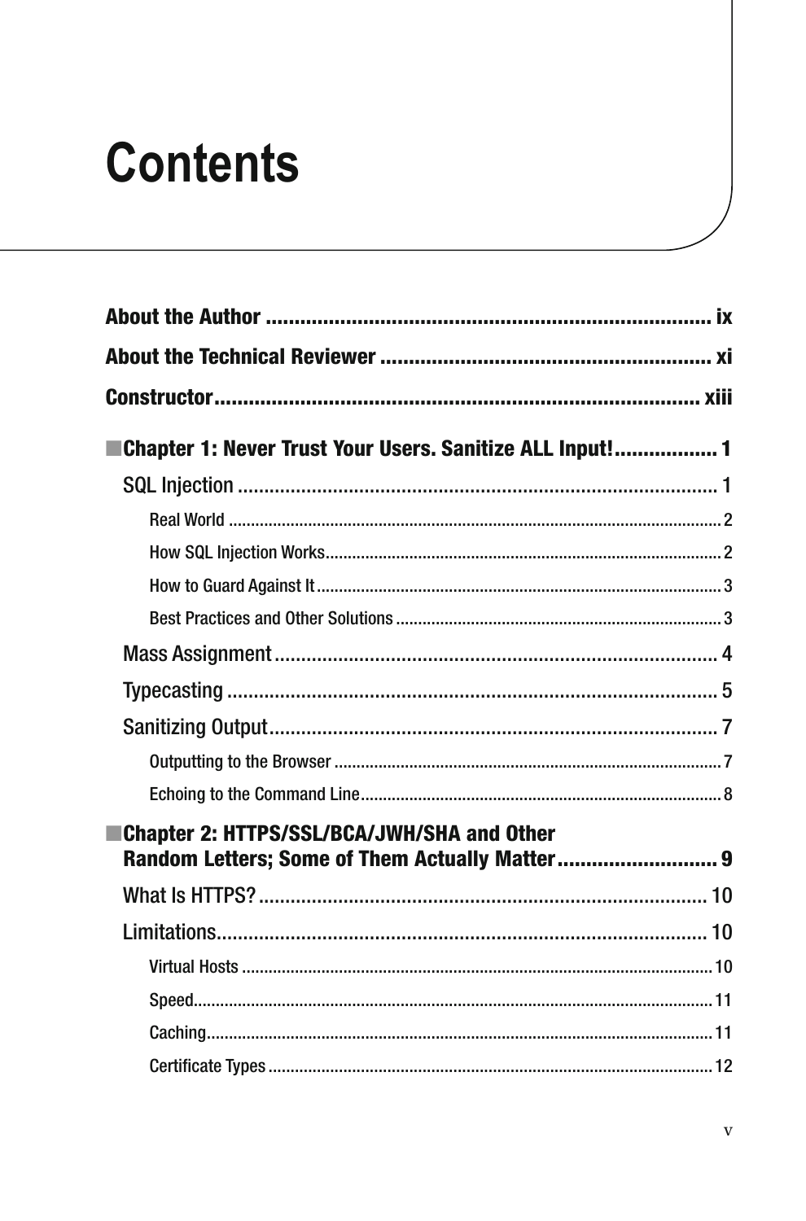# Contents

**About the Author** ............................................................................ ix

**About the Technical Reviewer** ......................................................... xi

**Constructor**.................................................................................... xiii

■ **Chapter 1: Never Trust Your Users. Sanitize ALL Input!**.................. 1

- SQL Injection .......................................................................................... 1
  - Real World ................................................................................................................ 2
  - How SQL Injection Works........................................................................................... 2
  - How to Guard Against It ............................................................................................ 3
  - Best Practices and Other Solutions .......................................................................... 3
- Mass Assignment ................................................................................... 4
- Typecasting ............................................................................................ 5
- Sanitizing Output .................................................................................... 7
  - Outputting to the Browser ........................................................................................ 7
  - Echoing to the Command Line.................................................................................. 8

■ **Chapter 2: HTTPS/SSL/BCA/JWH/SHA and Other Random Letters; Some of Them Actually Matter**............................ 9

- What Is HTTPS? .................................................................................... 10
- Limitations............................................................................................ 10
  - Virtual Hosts ........................................................................................................... 10
  - Speed...................................................................................................................... 11
  - Caching................................................................................................................... 11
  - Certificate Types ..................................................................................................... 12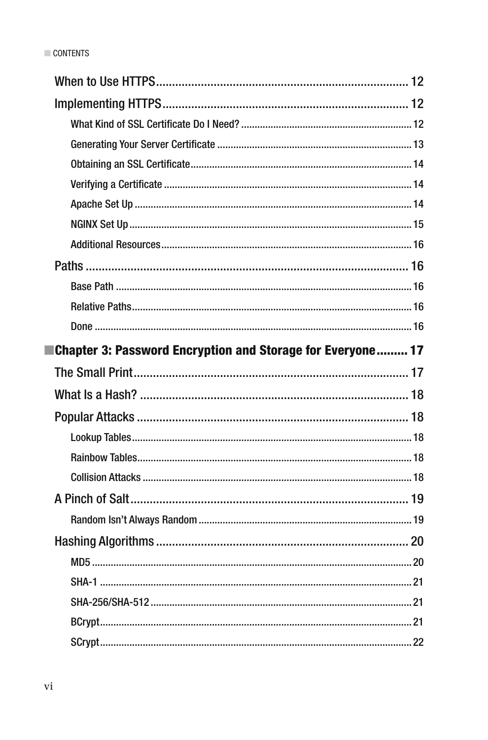When to Use HTTPS ........................................................................ 12

Implementing HTTPS ..................................................................... 12

- What Kind of SSL Certificate Do I Need? ............................................... 12
- Generating Your Server Certificate ....................................................... 13
- Obtaining an SSL Certificate ................................................................ 14
- Verifying a Certificate ......................................................................... 14
- Apache Set Up ..................................................................................... 14
- NGINX Set Up ...................................................................................... 15
- Additional Resources .......................................................................... 16

Paths ............................................................................................... 16

- Base Path ........................................................................................... 16
- Relative Paths ..................................................................................... 16
- Done .................................................................................................. 16

**Chapter 3: Password Encryption and Storage for Everyone ......... 17**

The Small Print ................................................................................ 17

What Is a Hash? ............................................................................... 18

Popular Attacks ............................................................................... 18

- Lookup Tables ..................................................................................... 18
- Rainbow Tables ................................................................................... 18
- Collision Attacks ................................................................................. 18

A Pinch of Salt ................................................................................. 19

- Random Isn't Always Random ............................................................. 19

Hashing Algorithms ......................................................................... 20

- MD5 .................................................................................................... 20
- SHA-1 ................................................................................................. 21
- SHA-256/SHA-512 ................................................................................ 21
- BCrypt ................................................................................................. 21
- SCrypt ................................................................................................. 22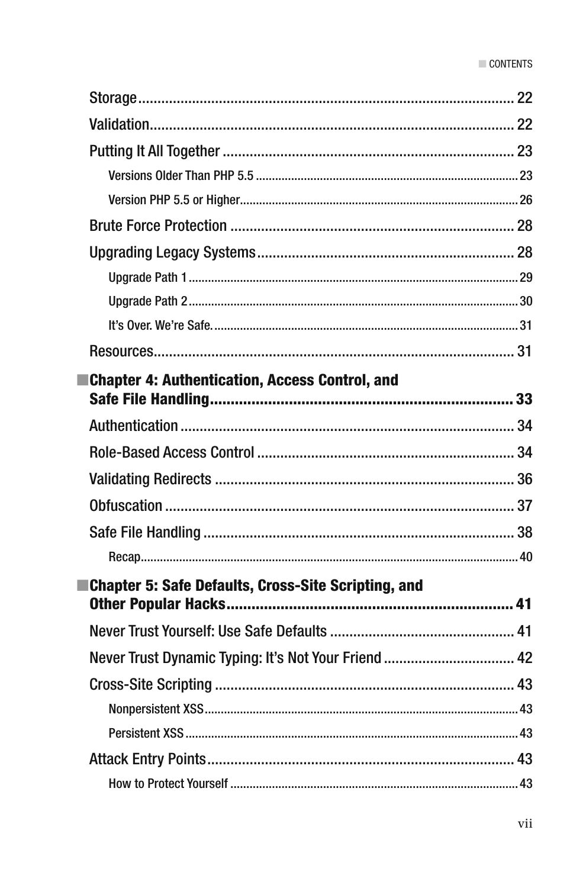Storage ........................................................................ 22

Validation .................................................................... 22

Putting It All Together ................................................ 23

- Versions Older Than PHP 5.5 ........................................ 23
- Version PHP 5.5 or Higher ............................................ 26

Brute Force Protection ................................................ 28

Upgrading Legacy Systems ........................................... 28

- Upgrade Path 1 ............................................................ 29
- Upgrade Path 2 ............................................................ 30
- It's Over. We're Safe. ................................................... 31

Resources .................................................................... 31

**■ Chapter 4: Authentication, Access Control, and Safe File Handling ........................................................ 33**

Authentication ............................................................. 34

Role-Based Access Control .......................................... 34

Validating Redirects .................................................... 36

Obfuscation ................................................................. 37

Safe File Handling ........................................................ 38

- Recap .......................................................................... 40

**■ Chapter 5: Safe Defaults, Cross-Site Scripting, and Other Popular Hacks ................................................... 41**

Never Trust Yourself: Use Safe Defaults ...................... 41

Never Trust Dynamic Typing: It's Not Your Friend ......... 42

Cross-Site Scripting ..................................................... 43

- Nonpersistent XSS ....................................................... 43
- Persistent XSS ............................................................. 43

Attack Entry Points ...................................................... 43

- How to Protect Yourself ............................................... 43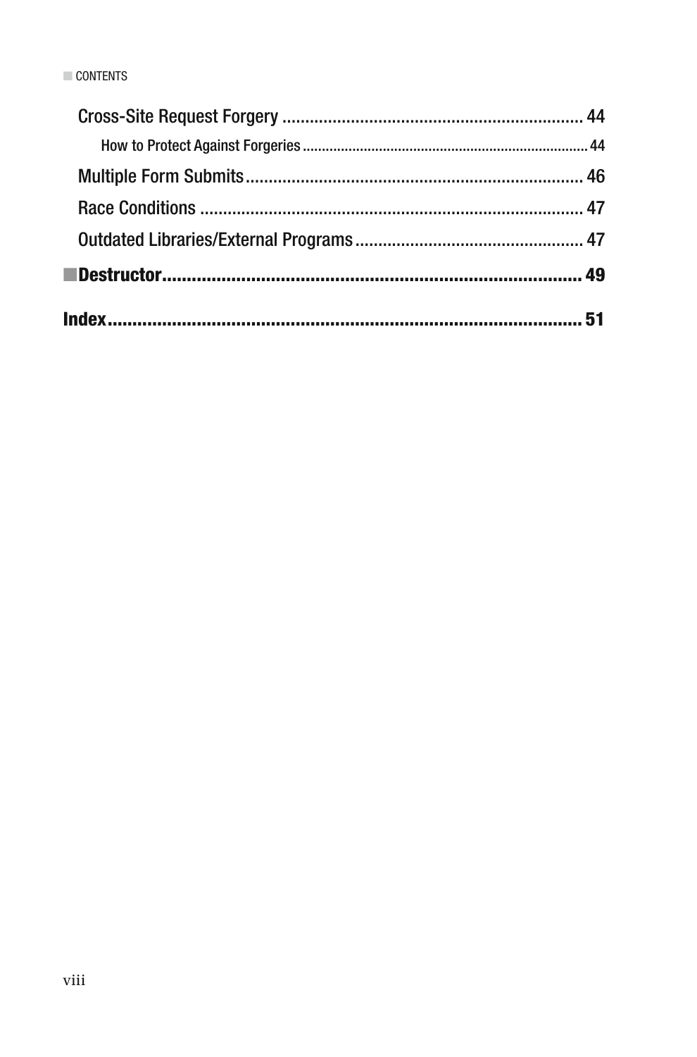Cross-Site Request Forgery ..... 44

How to Protect Against Forgeries ..... 44

Multiple Form Submits ..... 46

Race Conditions ..... 47

Outdated Libraries/External Programs ..... 47

**Destructor ..... 49**

**Index ..... 51**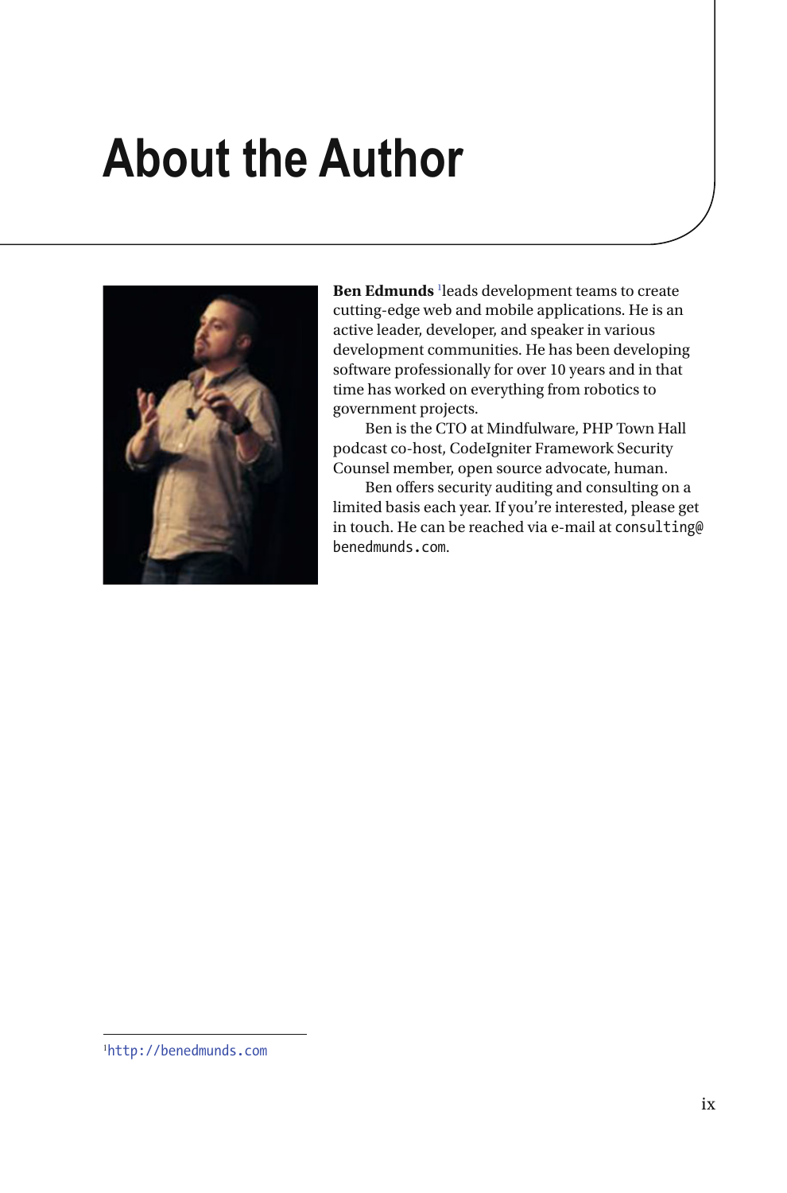# About the Author

**Ben Edmunds** [1]leads development teams to create cutting-edge web and mobile applications. He is an active leader, developer, and speaker in various development communities. He has been developing software professionally for over 10 years and in that time has worked on everything from robotics to government projects.

Ben is the CTO at Mindfulware, PHP Town Hall podcast co-host, CodeIgniter Framework Security Counsel member, open source advocate, human.

Ben offers security auditing and consulting on a limited basis each year. If you're interested, please get in touch. He can be reached via e-mail at `consulting@benedmunds.com`.

---

[1] http://benedmunds.com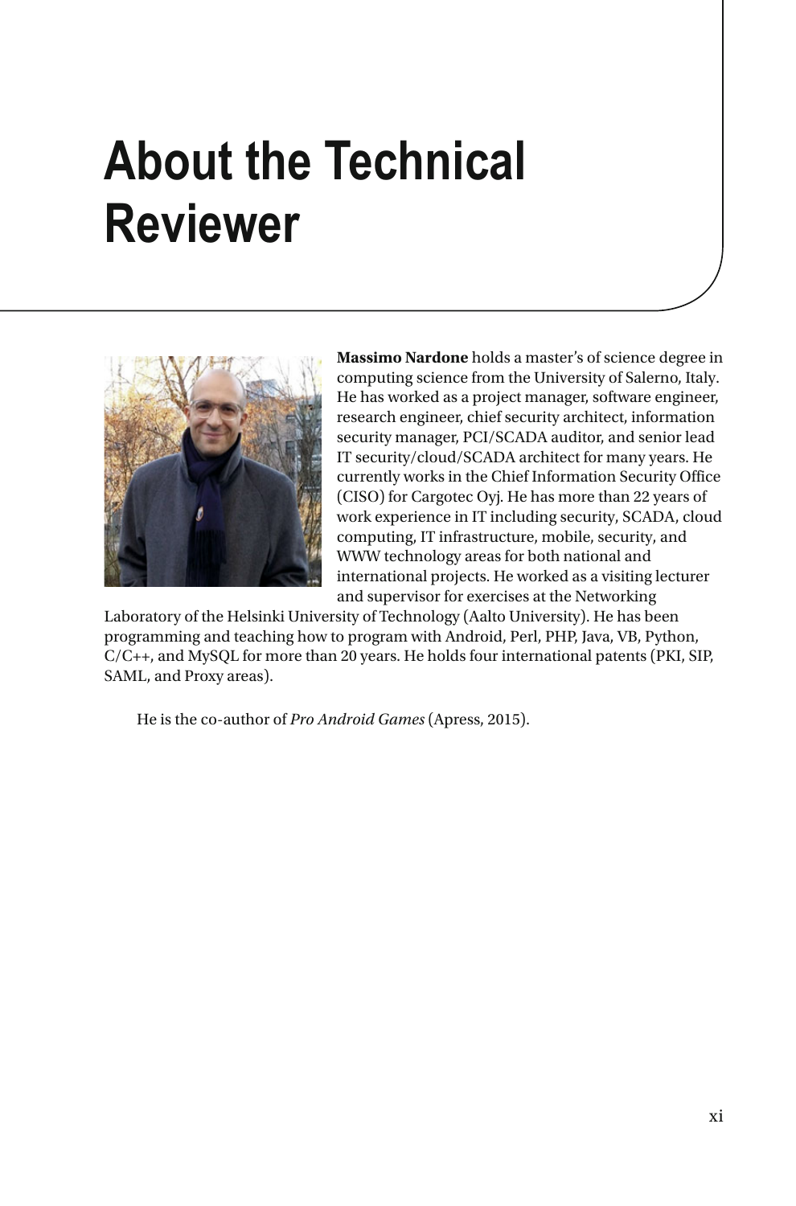# About the Technical Reviewer

**Massimo Nardone** holds a master's of science degree in computing science from the University of Salerno, Italy. He has worked as a project manager, software engineer, research engineer, chief security architect, information security manager, PCI/SCADA auditor, and senior lead IT security/cloud/SCADA architect for many years. He currently works in the Chief Information Security Office (CISO) for Cargotec Oyj. He has more than 22 years of work experience in IT including security, SCADA, cloud computing, IT infrastructure, mobile, security, and WWW technology areas for both national and international projects. He worked as a visiting lecturer and supervisor for exercises at the Networking Laboratory of the Helsinki University of Technology (Aalto University). He has been programming and teaching how to program with Android, Perl, PHP, Java, VB, Python, C/C++, and MySQL for more than 20 years. He holds four international patents (PKI, SIP, SAML, and Proxy areas).

He is the co-author of *Pro Android Games* (Apress, 2015).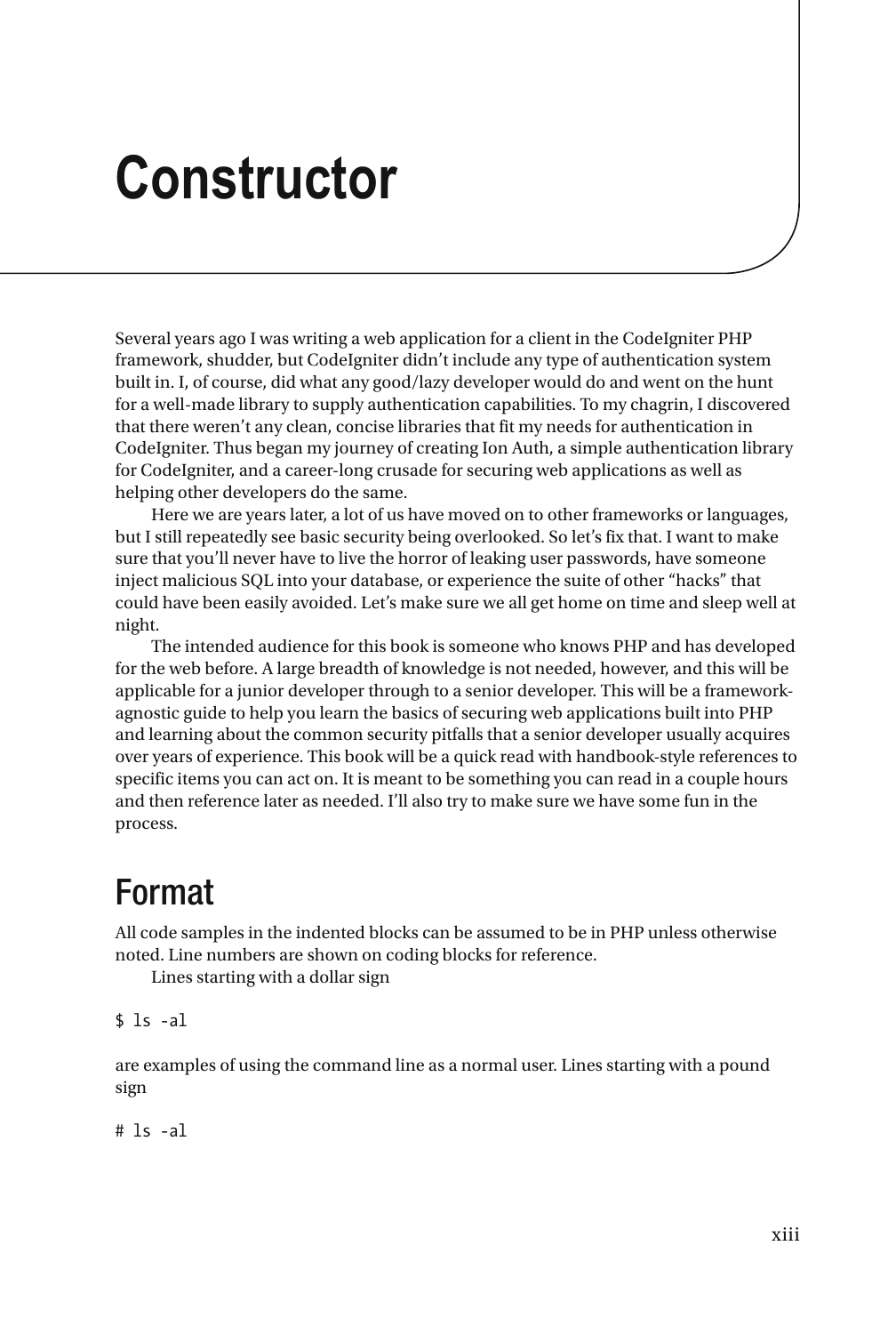# Constructor

Several years ago I was writing a web application for a client in the CodeIgniter PHP framework, shudder, but CodeIgniter didn't include any type of authentication system built in. I, of course, did what any good/lazy developer would do and went on the hunt for a well-made library to supply authentication capabilities. To my chagrin, I discovered that there weren't any clean, concise libraries that fit my needs for authentication in CodeIgniter. Thus began my journey of creating Ion Auth, a simple authentication library for CodeIgniter, and a career-long crusade for securing web applications as well as helping other developers do the same.

Here we are years later, a lot of us have moved on to other frameworks or languages, but I still repeatedly see basic security being overlooked. So let's fix that. I want to make sure that you'll never have to live the horror of leaking user passwords, have someone inject malicious SQL into your database, or experience the suite of other "hacks" that could have been easily avoided. Let's make sure we all get home on time and sleep well at night.

The intended audience for this book is someone who knows PHP and has developed for the web before. A large breadth of knowledge is not needed, however, and this will be applicable for a junior developer through to a senior developer. This will be a framework-agnostic guide to help you learn the basics of securing web applications built into PHP and learning about the common security pitfalls that a senior developer usually acquires over years of experience. This book will be a quick read with handbook-style references to specific items you can act on. It is meant to be something you can read in a couple hours and then reference later as needed. I'll also try to make sure we have some fun in the process.

## Format

All code samples in the indented blocks can be assumed to be in PHP unless otherwise noted. Line numbers are shown on coding blocks for reference.

Lines starting with a dollar sign

```
$ ls -al
```

are examples of using the command line as a normal user. Lines starting with a pound sign

```
# ls -al
```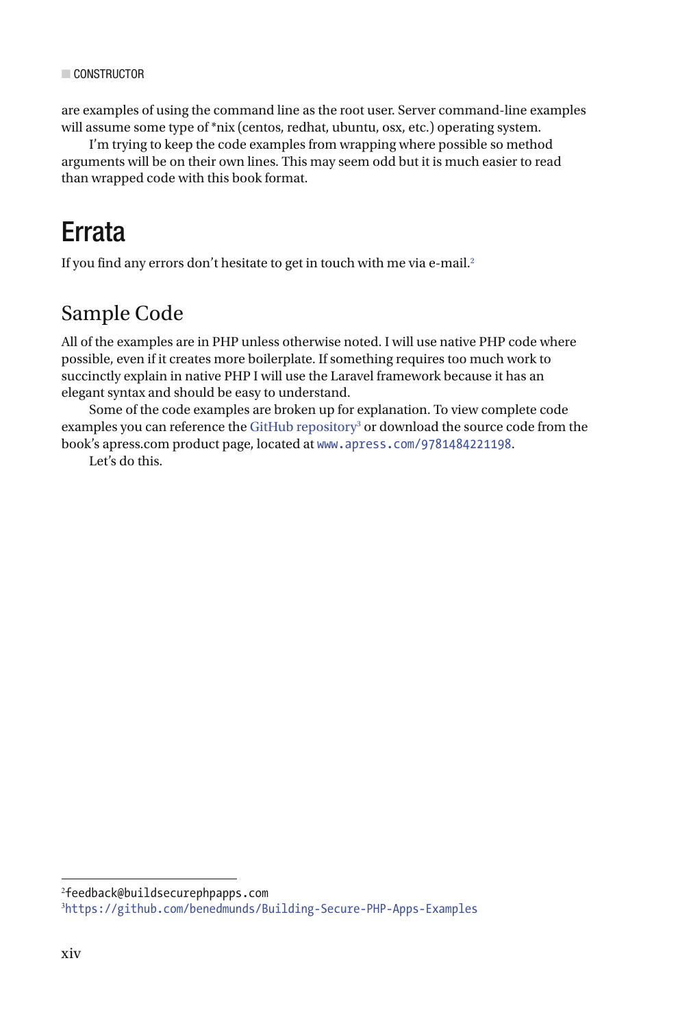are examples of using the command line as the root user. Server command-line examples will assume some type of *nix (centos, redhat, ubuntu, osx, etc.) operating system.

I'm trying to keep the code examples from wrapping where possible so method arguments will be on their own lines. This may seem odd but it is much easier to read than wrapped code with this book format.

# Errata

If you find any errors don't hesitate to get in touch with me via e-mail.[2]

## Sample Code

All of the examples are in PHP unless otherwise noted. I will use native PHP code where possible, even if it creates more boilerplate. If something requires too much work to succinctly explain in native PHP I will use the Laravel framework because it has an elegant syntax and should be easy to understand.

Some of the code examples are broken up for explanation. To view complete code examples you can reference the GitHub repository[3] or download the source code from the book's apress.com product page, located at `www.apress.com/9781484221198`.

Let's do this.

---

[2] feedback@buildsecurephpapps.com

[3] https://github.com/benedmunds/Building-Secure-PHP-Apps-Examples